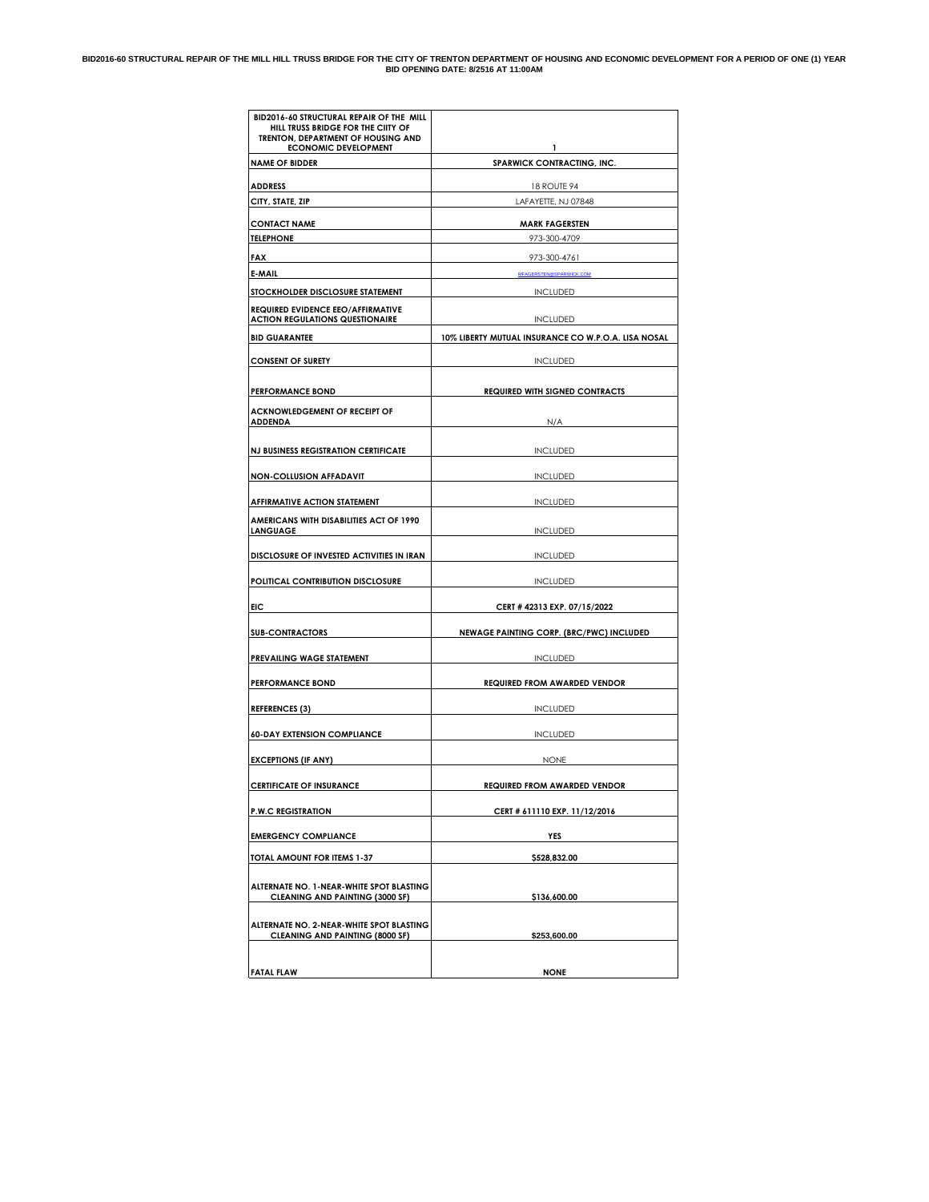**BID2016-60 STRUCTURAL REPAIR OF THE MILL HILL TRUSS BRIDGE FOR THE CITY OF TRENTON DEPARTMENT OF HOUSING AND ECONOMIC DEVELOPMENT FOR A PERIOD OF ONE (1) YEAR**
**BID OPENING DATE: 8/2516 AT 11:00AM**

| BID2016-60 STRUCTURAL REPAIR OF THE MILL HILL TRUSS BRIDGE FOR THE CIITY OF TRENTON, DEPARTMENT OF HOUSING AND ECONOMIC DEVELOPMENT | 1 |
|---|---|
| NAME OF BIDDER | SPARWICK CONTRACTING, INC. |
| ADDRESS | 18 ROUTE 94 |
| CITY, STATE, ZIP | LAFAYETTE, NJ 07848 |
| CONTACT NAME | MARK FAGERSTEN |
| TELEPHONE | 973-300-4709 |
| FAX | 973-300-4761 |
| E-MAIL | MFAGERSTEN@SPARWICK.COM |
| STOCKHOLDER DISCLOSURE STATEMENT | INCLUDED |
| REQUIRED EVIDENCE EEO/AFFIRMATIVE ACTION REGULATIONS QUESTIONAIRE | INCLUDED |
| BID GUARANTEE | 10% LIBERTY MUTUAL INSURANCE CO W.P.O.A. LISA NOSAL |
| CONSENT OF SURETY | INCLUDED |
| PERFORMANCE BOND | REQUIRED WITH SIGNED CONTRACTS |
| ACKNOWLEDGEMENT OF RECEIPT OF ADDENDA | N/A |
| NJ BUSINESS REGISTRATION CERTIFICATE | INCLUDED |
| NON-COLLUSION AFFADAVIT | INCLUDED |
| AFFIRMATIVE ACTION STATEMENT | INCLUDED |
| AMERICANS WITH DISABILITIES ACT OF 1990 LANGUAGE | INCLUDED |
| DISCLOSURE OF INVESTED ACTIVITIES IN IRAN | INCLUDED |
| POLITICAL CONTRIBUTION DISCLOSURE | INCLUDED |
| EIC | CERT # 42313 EXP. 07/15/2022 |
| SUB-CONTRACTORS | NEWAGE PAINTING CORP. (BRC/PWC) INCLUDED |
| PREVAILING WAGE STATEMENT | INCLUDED |
| PERFORMANCE BOND | REQUIRED FROM AWARDED VENDOR |
| REFERENCES (3) | INCLUDED |
| 60-DAY EXTENSION COMPLIANCE | INCLUDED |
| EXCEPTIONS (IF ANY) | NONE |
| CERTIFICATE OF INSURANCE | REQUIRED FROM AWARDED VENDOR |
| P.W.C REGISTRATION | CERT # 611110 EXP. 11/12/2016 |
| EMERGENCY COMPLIANCE | YES |
| TOTAL AMOUNT FOR ITEMS 1-37 | $528,832.00 |
| ALTERNATE NO. 1-NEAR-WHITE SPOT BLASTING CLEANING AND PAINTING (3000 SF) | $136,600.00 |
| ALTERNATE NO. 2-NEAR-WHITE SPOT BLASTING CLEANING AND PAINTING (8000 SF) | $253,600.00 |
| FATAL FLAW | NONE |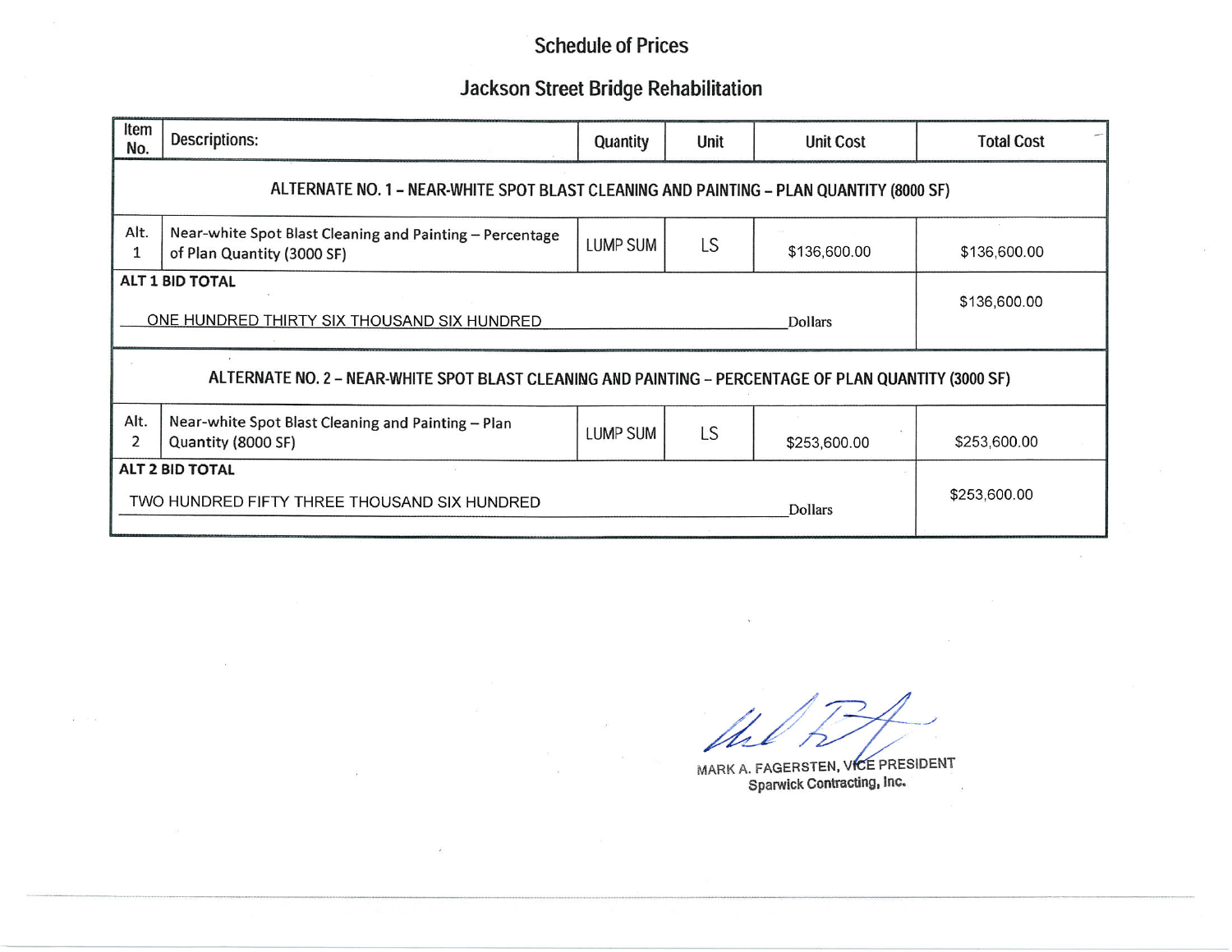# Schedule of Prices

## Jackson Street Bridge Rehabilitation

| Item No. | Descriptions: | Quantity | Unit | Unit Cost | Total Cost |
|---|---|---|---|---|---|
| ALTERNATE NO. 1 – NEAR-WHITE SPOT BLAST CLEANING AND PAINTING – PLAN QUANTITY (8000 SF) | | | | | |
| Alt. 1 | Near-white Spot Blast Cleaning and Painting – Percentage of Plan Quantity (3000 SF) | LUMP SUM | LS | $136,600.00 | $136,600.00 |
| **ALT 1 BID TOTAL** ONE HUNDRED THIRTY SIX THOUSAND SIX HUNDRED Dollars | | | | | $136,600.00 |
| ALTERNATE NO. 2 – NEAR-WHITE SPOT BLAST CLEANING AND PAINTING – PERCENTAGE OF PLAN QUANTITY (3000 SF) | | | | | |
| Alt. 2 | Near-white Spot Blast Cleaning and Painting – Plan Quantity (8000 SF) | LUMP SUM | LS | $253,600.00 | $253,600.00 |
| **ALT 2 BID TOTAL** TWO HUNDRED FIFTY THREE THOUSAND SIX HUNDRED Dollars | | | | | $253,600.00 |

MARK A. FAGERSTEN, VICE PRESIDENT
Sparwick Contracting, Inc.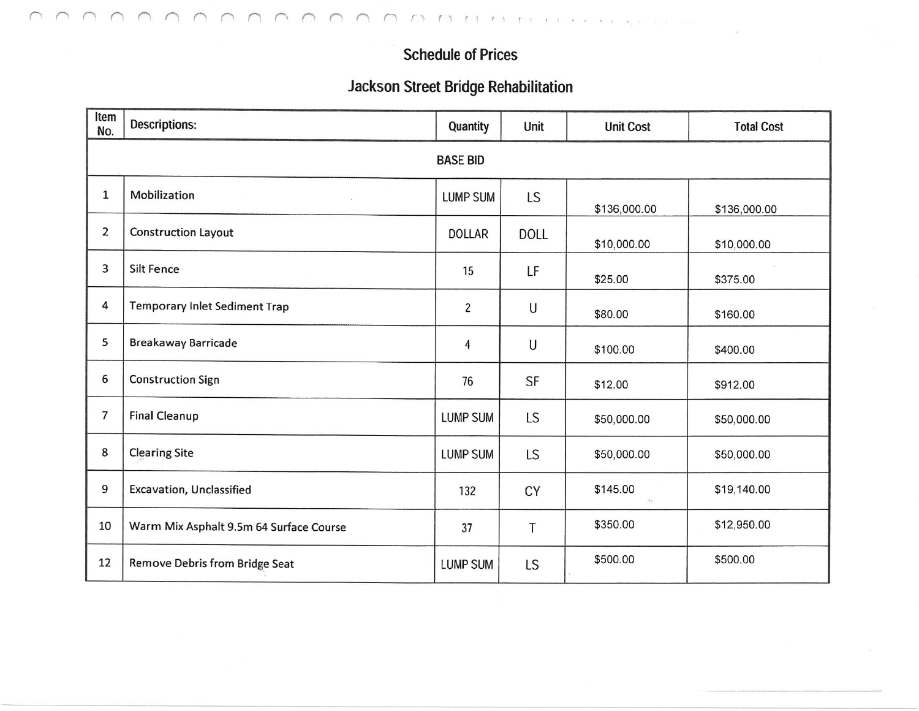# Schedule of Prices

## Jackson Street Bridge Rehabilitation

| Item No. | Descriptions: | Quantity | Unit | Unit Cost | Total Cost |
|---|---|---|---|---|---|
| BASE BID | | | | | |
| 1 | Mobilization | LUMP SUM | LS | $136,000.00 | $136,000.00 |
| 2 | Construction Layout | DOLLAR | DOLL | $10,000.00 | $10,000.00 |
| 3 | Silt Fence | 15 | LF | $25.00 | $375.00 |
| 4 | Temporary Inlet Sediment Trap | 2 | U | $80.00 | $160.00 |
| 5 | Breakaway Barricade | 4 | U | $100.00 | $400.00 |
| 6 | Construction Sign | 76 | SF | $12.00 | $912.00 |
| 7 | Final Cleanup | LUMP SUM | LS | $50,000.00 | $50,000.00 |
| 8 | Clearing Site | LUMP SUM | LS | $50,000.00 | $50,000.00 |
| 9 | Excavation, Unclassified | 132 | CY | $145.00 | $19,140.00 |
| 10 | Warm Mix Asphalt 9.5m 64 Surface Course | 37 | T | $350.00 | $12,950.00 |
| 12 | Remove Debris from Bridge Seat | LUMP SUM | LS | $500.00 | $500.00 |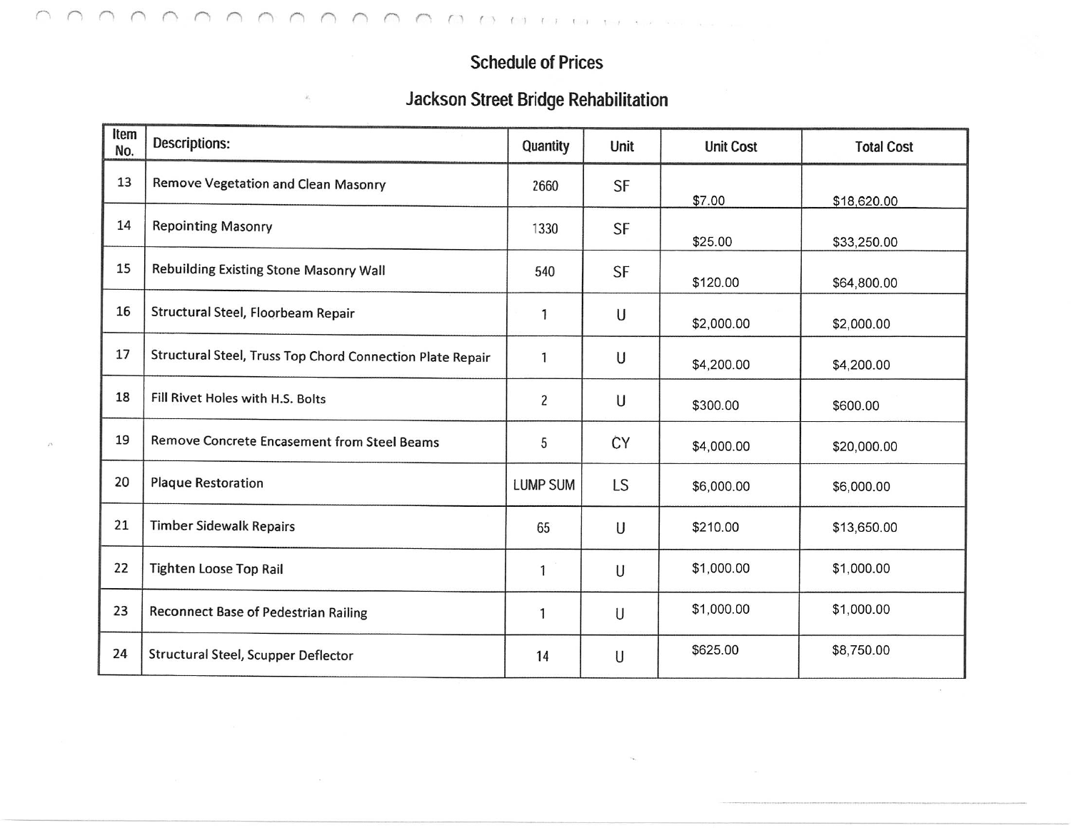## Schedule of Prices

## Jackson Street Bridge Rehabilitation

| Item No. | Descriptions: | Quantity | Unit | Unit Cost | Total Cost |
|---|---|---|---|---|---|
| 13 | Remove Vegetation and Clean Masonry | 2660 | SF | $7.00 | $18,620.00 |
| 14 | Repointing Masonry | 1330 | SF | $25.00 | $33,250.00 |
| 15 | Rebuilding Existing Stone Masonry Wall | 540 | SF | $120.00 | $64,800.00 |
| 16 | Structural Steel, Floorbeam Repair | 1 | U | $2,000.00 | $2,000.00 |
| 17 | Structural Steel, Truss Top Chord Connection Plate Repair | 1 | U | $4,200.00 | $4,200.00 |
| 18 | Fill Rivet Holes with H.S. Bolts | 2 | U | $300.00 | $600.00 |
| 19 | Remove Concrete Encasement from Steel Beams | 5 | CY | $4,000.00 | $20,000.00 |
| 20 | Plaque Restoration | LUMP SUM | LS | $6,000.00 | $6,000.00 |
| 21 | Timber Sidewalk Repairs | 65 | U | $210.00 | $13,650.00 |
| 22 | Tighten Loose Top Rail | 1 | U | $1,000.00 | $1,000.00 |
| 23 | Reconnect Base of Pedestrian Railing | 1 | U | $1,000.00 | $1,000.00 |
| 24 | Structural Steel, Scupper Deflector | 14 | U | $625.00 | $8,750.00 |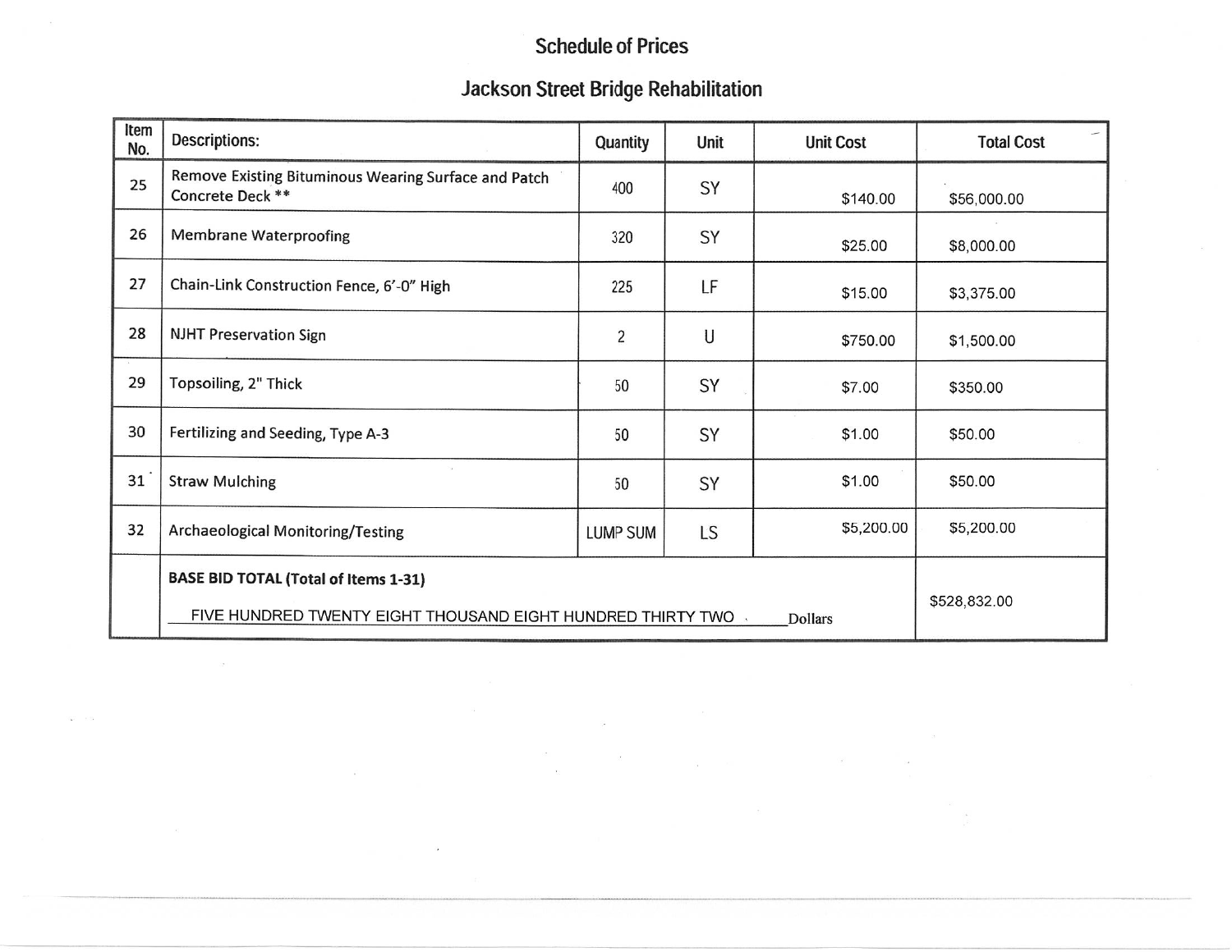# Schedule of Prices

## Jackson Street Bridge Rehabilitation

| Item No. | Descriptions: | Quantity | Unit | Unit Cost | Total Cost |
|---|---|---|---|---|---|
| 25 | Remove Existing Bituminous Wearing Surface and Patch Concrete Deck ** | 400 | SY | $140.00 | $56,000.00 |
| 26 | Membrane Waterproofing | 320 | SY | $25.00 | $8,000.00 |
| 27 | Chain-Link Construction Fence, 6'-0" High | 225 | LF | $15.00 | $3,375.00 |
| 28 | NJHT Preservation Sign | 2 | U | $750.00 | $1,500.00 |
| 29 | Topsoiling, 2" Thick | 50 | SY | $7.00 | $350.00 |
| 30 | Fertilizing and Seeding, Type A-3 | 50 | SY | $1.00 | $50.00 |
| 31 | Straw Mulching | 50 | SY | $1.00 | $50.00 |
| 32 | Archaeological Monitoring/Testing | LUMP SUM | LS | $5,200.00 | $5,200.00 |
| | **BASE BID TOTAL (Total of Items 1-31)** FIVE HUNDRED TWENTY EIGHT THOUSAND EIGHT HUNDRED THIRTY TWO Dollars | | | | $528,832.00 |